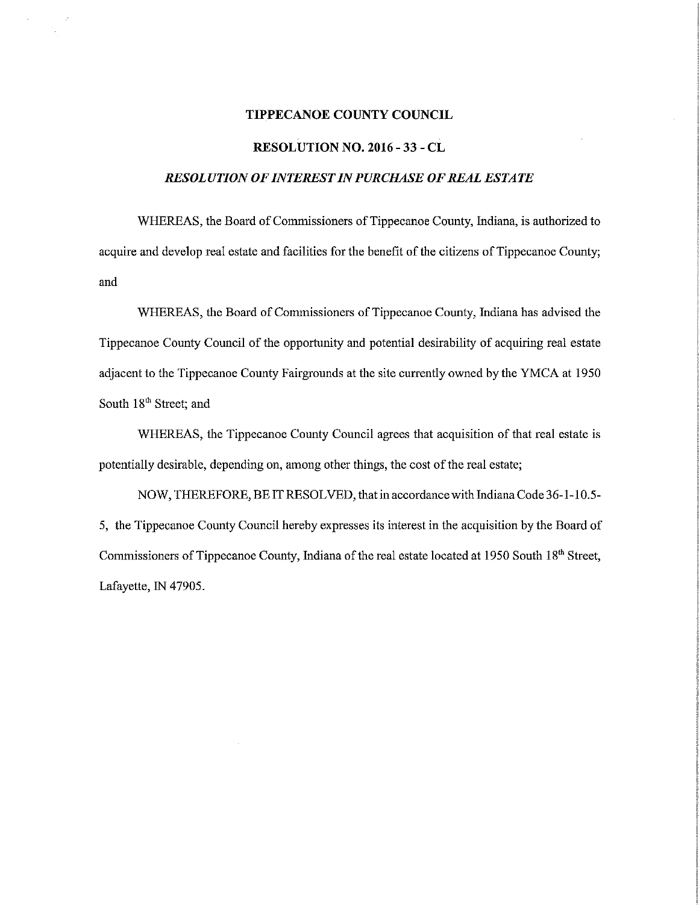**TIPPECANOE COUNTY COUNCIL**

**RESOLUTION NO. 2016 - 33 - CL**

***RESOLUTION OF INTEREST IN PURCHASE OF REAL ESTATE***

WHEREAS, the Board of Commissioners of Tippecanoe County, Indiana, is authorized to acquire and develop real estate and facilities for the benefit of the citizens of Tippecanoe County; and

WHEREAS, the Board of Commissioners of Tippecanoe County, Indiana has advised the Tippecanoe County Council of the opportunity and potential desirability of acquiring real estate adjacent to the Tippecanoe County Fairgrounds at the site currently owned by the YMCA at 1950 South 18th Street; and

WHEREAS, the Tippecanoe County Council agrees that acquisition of that real estate is potentially desirable, depending on, among other things, the cost of the real estate;

NOW, THEREFORE, BE IT RESOLVED, that in accordance with Indiana Code 36-1-10.5-5, the Tippecanoe County Council hereby expresses its interest in the acquisition by the Board of Commissioners of Tippecanoe County, Indiana of the real estate located at 1950 South 18th Street, Lafayette, IN 47905.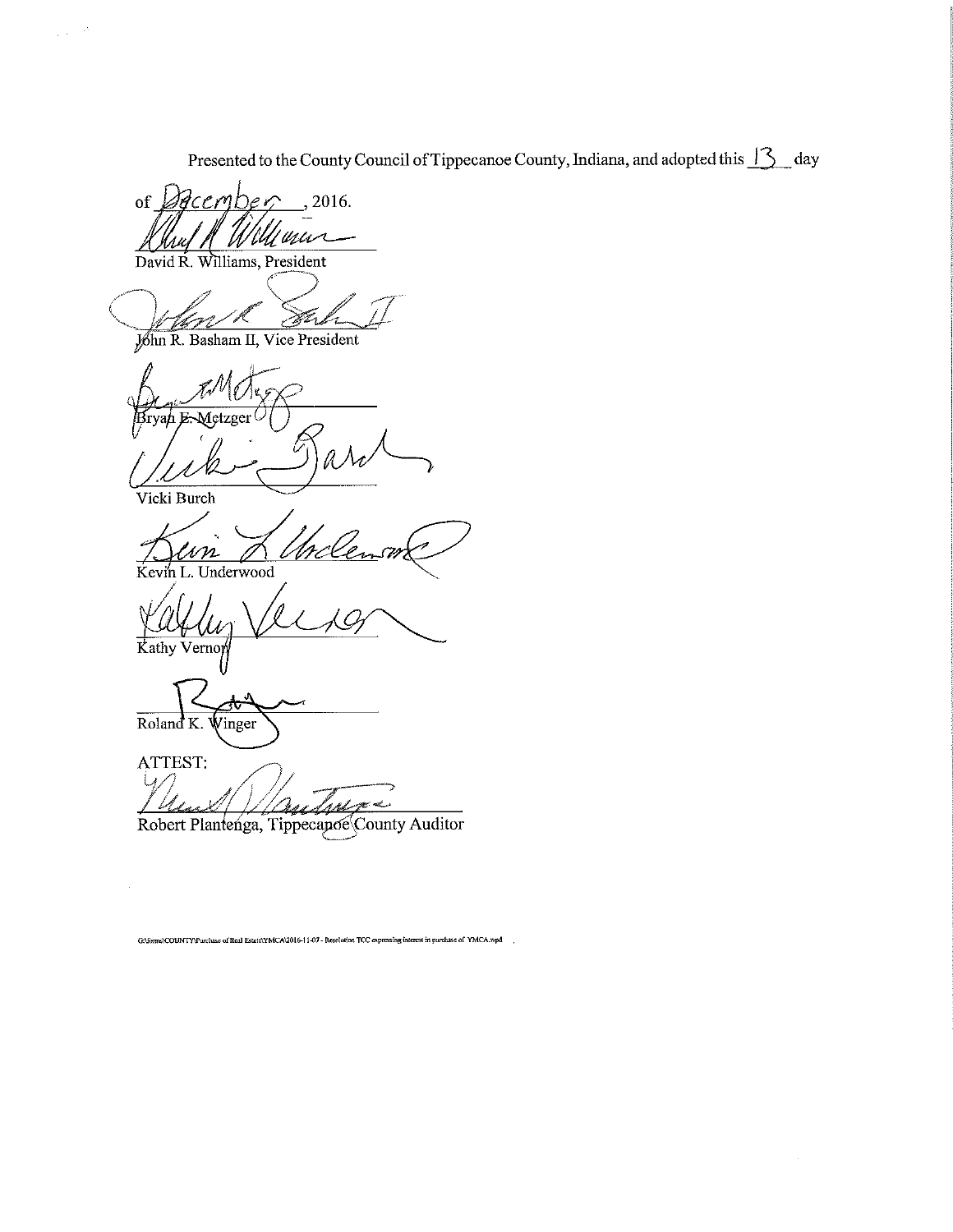Presented to the County Council of Tippecanoe County, Indiana, and adopted this 13 day of December, 2016.

David R. Williams, President

John R. Basham II, Vice President

Bryan E. Metzger

Vicki Burch

Kevin L. Underwood

Kathy Vernon

Roland K. Winger

ATTEST:

Robert Plantenga, Tippecanoe County Auditor

G:\forms\COUNTY\Purchase of Real Estate\YMCA\2016-11-07 - Resolution TCC expressing interest in purchase of YMCA.wpd